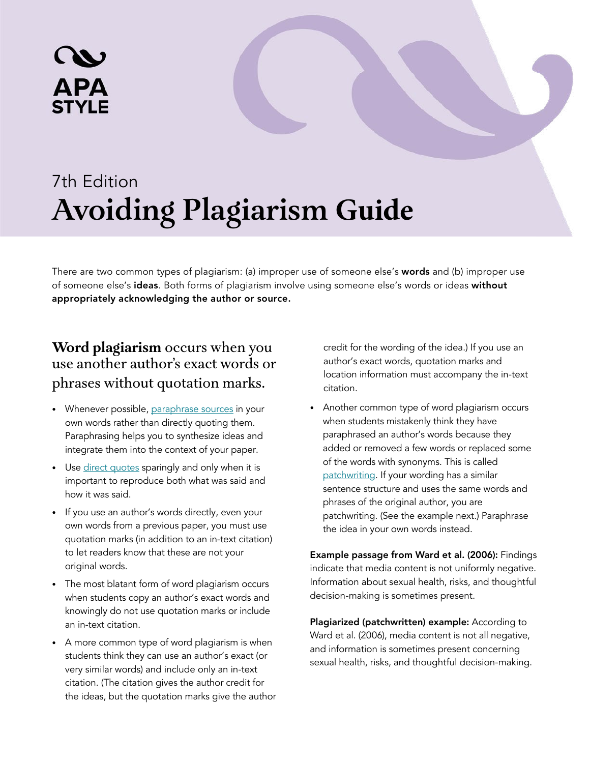APA STYLE

7th Edition

# Avoiding Plagiarism Guide

There are two common types of plagiarism: (a) improper use of someone else's **words** and (b) improper use of someone else's **ideas**. Both forms of plagiarism involve using someone else's words or ideas **without appropriately acknowledging the author or source.**

## **Word plagiarism** occurs when you use another author's exact words or phrases without quotation marks.

- Whenever possible, paraphrase sources in your own words rather than directly quoting them. Paraphrasing helps you to synthesize ideas and integrate them into the context of your paper.
- Use direct quotes sparingly and only when it is important to reproduce both what was said and how it was said.
- If you use an author's words directly, even your own words from a previous paper, you must use quotation marks (in addition to an in-text citation) to let readers know that these are not your original words.
- The most blatant form of word plagiarism occurs when students copy an author's exact words and knowingly do not use quotation marks or include an in-text citation.
- A more common type of word plagiarism is when students think they can use an author's exact (or very similar words) and include only an in-text citation. (The citation gives the author credit for the ideas, but the quotation marks give the author credit for the wording of the idea.) If you use an author's exact words, quotation marks and location information must accompany the in-text citation.
- Another common type of word plagiarism occurs when students mistakenly think they have paraphrased an author's words because they added or removed a few words or replaced some of the words with synonyms. This is called patchwriting. If your wording has a similar sentence structure and uses the same words and phrases of the original author, you are patchwriting. (See the example next.) Paraphrase the idea in your own words instead.

**Example passage from Ward et al. (2006):** Findings indicate that media content is not uniformly negative. Information about sexual health, risks, and thoughtful decision-making is sometimes present.

**Plagiarized (patchwritten) example:** According to Ward et al. (2006), media content is not all negative, and information is sometimes present concerning sexual health, risks, and thoughtful decision-making.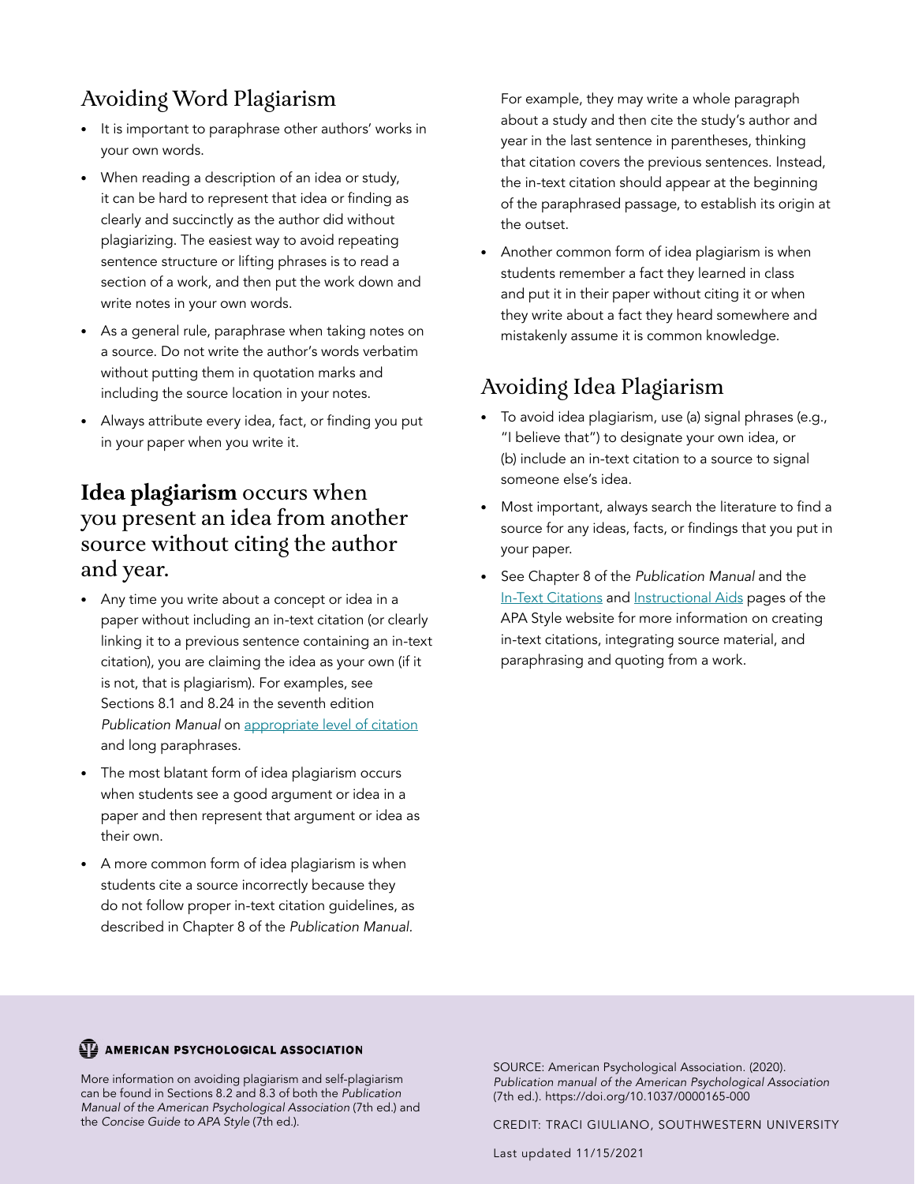## Avoiding Word Plagiarism

- It is important to paraphrase other authors' works in your own words.
- When reading a description of an idea or study, it can be hard to represent that idea or finding as clearly and succinctly as the author did without plagiarizing. The easiest way to avoid repeating sentence structure or lifting phrases is to read a section of a work, and then put the work down and write notes in your own words.
- As a general rule, paraphrase when taking notes on a source. Do not write the author's words verbatim without putting them in quotation marks and including the source location in your notes.
- Always attribute every idea, fact, or finding you put in your paper when you write it.

## **Idea plagiarism** occurs when you present an idea from another source without citing the author and year.

- Any time you write about a concept or idea in a paper without including an in-text citation (or clearly linking it to a previous sentence containing an in-text citation), you are claiming the idea as your own (if it is not, that is plagiarism). For examples, see Sections 8.1 and 8.24 in the seventh edition *Publication Manual* on appropriate level of citation and long paraphrases.
- The most blatant form of idea plagiarism occurs when students see a good argument or idea in a paper and then represent that argument or idea as their own.
- A more common form of idea plagiarism is when students cite a source incorrectly because they do not follow proper in-text citation guidelines, as described in Chapter 8 of the *Publication Manual*. For example, they may write a whole paragraph about a study and then cite the study's author and year in the last sentence in parentheses, thinking that citation covers the previous sentences. Instead, the in-text citation should appear at the beginning of the paraphrased passage, to establish its origin at the outset.
- Another common form of idea plagiarism is when students remember a fact they learned in class and put it in their paper without citing it or when they write about a fact they heard somewhere and mistakenly assume it is common knowledge.

## Avoiding Idea Plagiarism

- To avoid idea plagiarism, use (a) signal phrases (e.g., "I believe that") to designate your own idea, or (b) include an in-text citation to a source to signal someone else's idea.
- Most important, always search the literature to find a source for any ideas, facts, or findings that you put in your paper.
- See Chapter 8 of the *Publication Manual* and the In-Text Citations and Instructional Aids pages of the APA Style website for more information on creating in-text citations, integrating source material, and paraphrasing and quoting from a work.

**AMERICAN PSYCHOLOGICAL ASSOCIATION**

More information on avoiding plagiarism and self-plagiarism can be found in Sections 8.2 and 8.3 of both the *Publication Manual of the American Psychological Association* (7th ed.) and the *Concise Guide to APA Style* (7th ed.).

SOURCE: American Psychological Association. (2020). *Publication manual of the American Psychological Association* (7th ed.). https://doi.org/10.1037/0000165-000

CREDIT: TRACI GIULIANO, SOUTHWESTERN UNIVERSITY

Last updated 11/15/2021